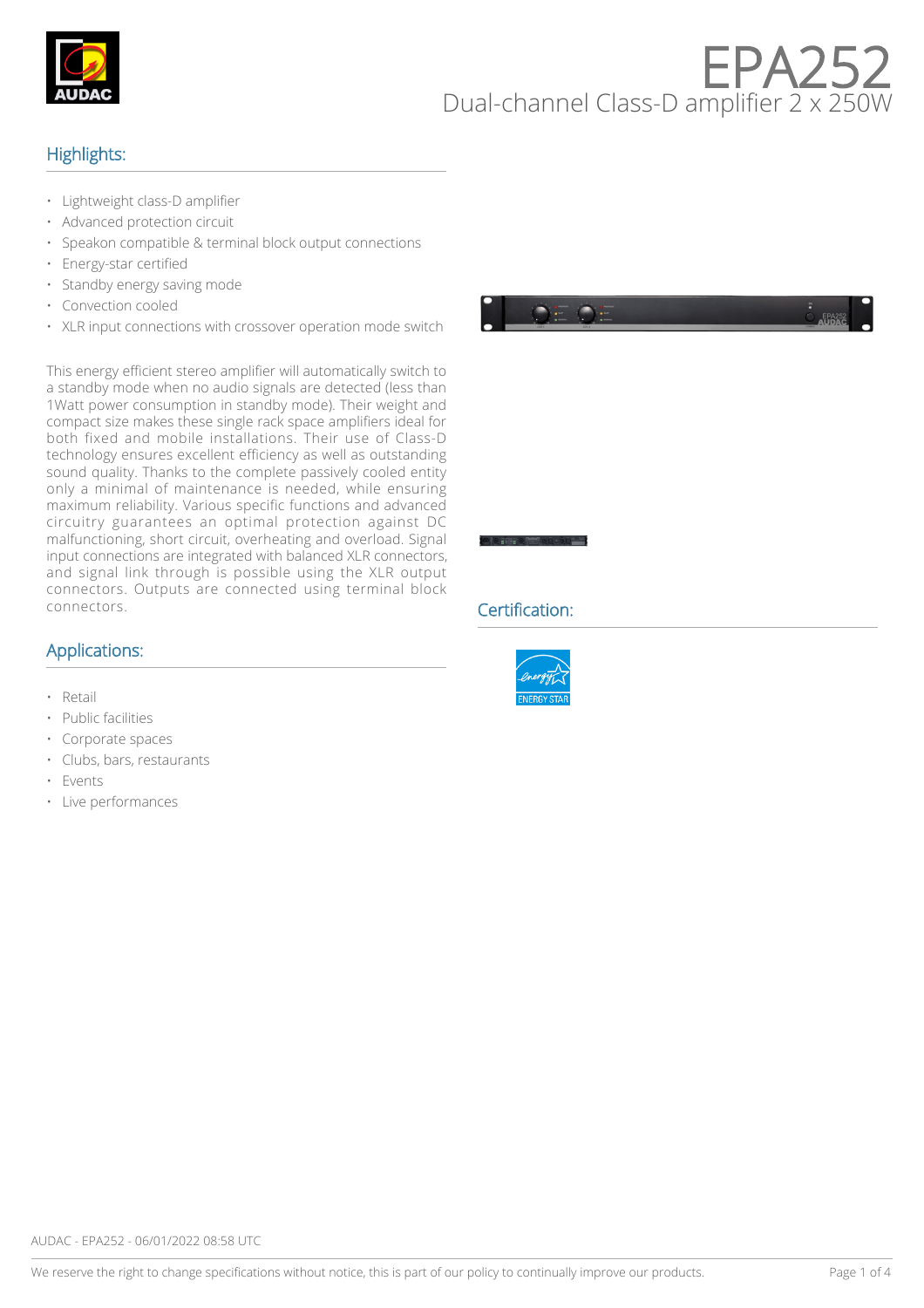# EPA252

Dual-channel Class-D amplifier 2 x 250W

## Highlights:

- Lightweight class-D amplifier
- Advanced protection circuit
- Speakon compatible & terminal block output connections
- Energy-star certified
- Standby energy saving mode
- Convection cooled
- XLR input connections with crossover operation mode switch

This energy efficient stereo amplifier will automatically switch to a standby mode when no audio signals are detected (less than 1Watt power consumption in standby mode). Their weight and compact size makes these single rack space amplifiers ideal for both fixed and mobile installations. Their use of Class-D technology ensures excellent efficiency as well as outstanding sound quality. Thanks to the complete passively cooled entity only a minimal of maintenance is needed, while ensuring maximum reliability. Various specific functions and advanced circuitry guarantees an optimal protection against DC malfunctioning, short circuit, overheating and overload. Signal input connections are integrated with balanced XLR connectors, and signal link through is possible using the XLR output connectors. Outputs are connected using terminal block connectors.

## Applications:

- Retail
- Public facilities
- Corporate spaces
- Clubs, bars, restaurants
- Events
- Live performances

## Certification:

ENERGY STAR

AUDAC - EPA252 - 06/01/2022 08:58 UTC

We reserve the right to change specifications without notice, this is part of our policy to continually improve our products.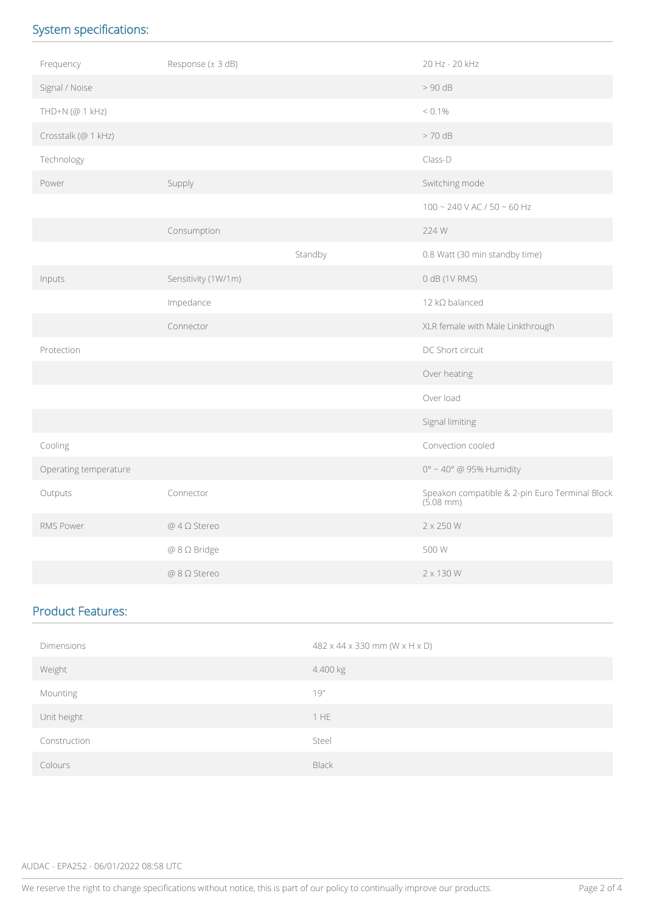## System specifications:

| | | | |
|---|---|---|---|
| Frequency | Response (± 3 dB) | | 20 Hz - 20 kHz |
| Signal / Noise | | | > 90 dB |
| THD+N (@ 1 kHz) | | | < 0.1% |
| Crosstalk (@ 1 kHz) | | | > 70 dB |
| Technology | | | Class-D |
| Power | Supply | | Switching mode |
| | | | 100 ~ 240 V AC / 50 ~ 60 Hz |
| | Consumption | | 224 W |
| | | Standby | 0.8 Watt (30 min standby time) |
| Inputs | Sensitivity (1W/1m) | | 0 dB (1V RMS) |
| | Impedance | | 12 kΩ balanced |
| | Connector | | XLR female with Male Linkthrough |
| Protection | | | DC Short circuit |
| | | | Over heating |
| | | | Over load |
| | | | Signal limiting |
| Cooling | | | Convection cooled |
| Operating temperature | | | 0° ~ 40° @ 95% Humidity |
| Outputs | Connector | | Speakon compatible & 2-pin Euro Terminal Block (5.08 mm) |
| RMS Power | @ 4 Ω Stereo | | 2 x 250 W |
| | @ 8 Ω Bridge | | 500 W |
| | @ 8 Ω Stereo | | 2 x 130 W |

## Product Features:

| | |
|---|---|
| Dimensions | 482 x 44 x 330 mm (W x H x D) |
| Weight | 4.400 kg |
| Mounting | 19" |
| Unit height | 1 HE |
| Construction | Steel |
| Colours | Black |

AUDAC - EPA252 - 06/01/2022 08:58 UTC

We reserve the right to change specifications without notice, this is part of our policy to continually improve our products.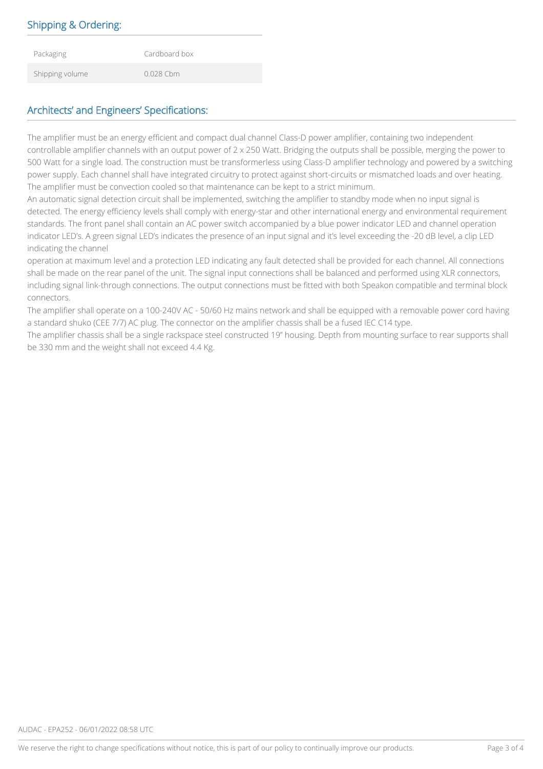## Shipping & Ordering:

| | |
|---|---|
| Packaging | Cardboard box |
| Shipping volume | 0.028 Cbm |

## Architects' and Engineers' Specifications:

The amplifier must be an energy efficient and compact dual channel Class-D power amplifier, containing two independent controllable amplifier channels with an output power of 2 x 250 Watt. Bridging the outputs shall be possible, merging the power to 500 Watt for a single load. The construction must be transformerless using Class-D amplifier technology and powered by a switching power supply. Each channel shall have integrated circuitry to protect against short-circuits or mismatched loads and over heating. The amplifier must be convection cooled so that maintenance can be kept to a strict minimum.
An automatic signal detection circuit shall be implemented, switching the amplifier to standby mode when no input signal is detected. The energy efficiency levels shall comply with energy-star and other international energy and environmental requirement standards. The front panel shall contain an AC power switch accompanied by a blue power indicator LED and channel operation indicator LED's. A green signal LED's indicates the presence of an input signal and it's level exceeding the -20 dB level, a clip LED indicating the channel
operation at maximum level and a protection LED indicating any fault detected shall be provided for each channel. All connections shall be made on the rear panel of the unit. The signal input connections shall be balanced and performed using XLR connectors, including signal link-through connections. The output connections must be fitted with both Speakon compatible and terminal block connectors.
The amplifier shall operate on a 100-240V AC - 50/60 Hz mains network and shall be equipped with a removable power cord having a standard shuko (CEE 7/7) AC plug. The connector on the amplifier chassis shall be a fused IEC C14 type.
The amplifier chassis shall be a single rackspace steel constructed 19" housing. Depth from mounting surface to rear supports shall be 330 mm and the weight shall not exceed 4.4 Kg.

AUDAC - EPA252 - 06/01/2022 08:58 UTC

We reserve the right to change specifications without notice, this is part of our policy to continually improve our products.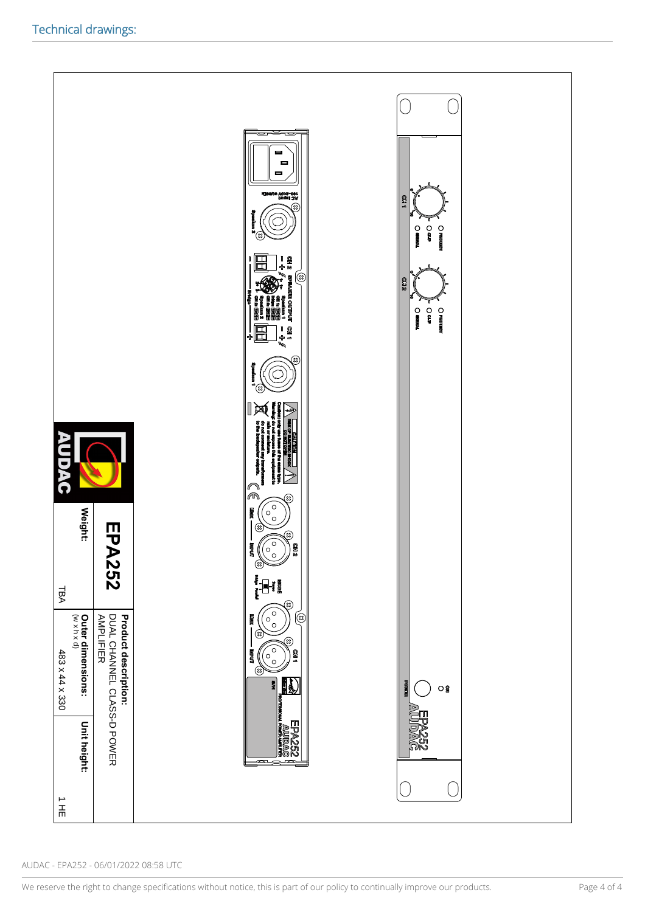## Technical drawings:

| | |
|---|---|
| **EPA252** | |
| **Product description:** | DUAL CHANNEL CLASS-D POWER AMPLIFIER |
| **Weight:** | TBA |
| **Outer dimensions:** (w x h x d) | 483 x 44 x 330 |
| **Unit height:** | 1 HE |

AUDAC - EPA252 - 06/01/2022 08:58 UTC

We reserve the right to change specifications without notice, this is part of our policy to continually improve our products.